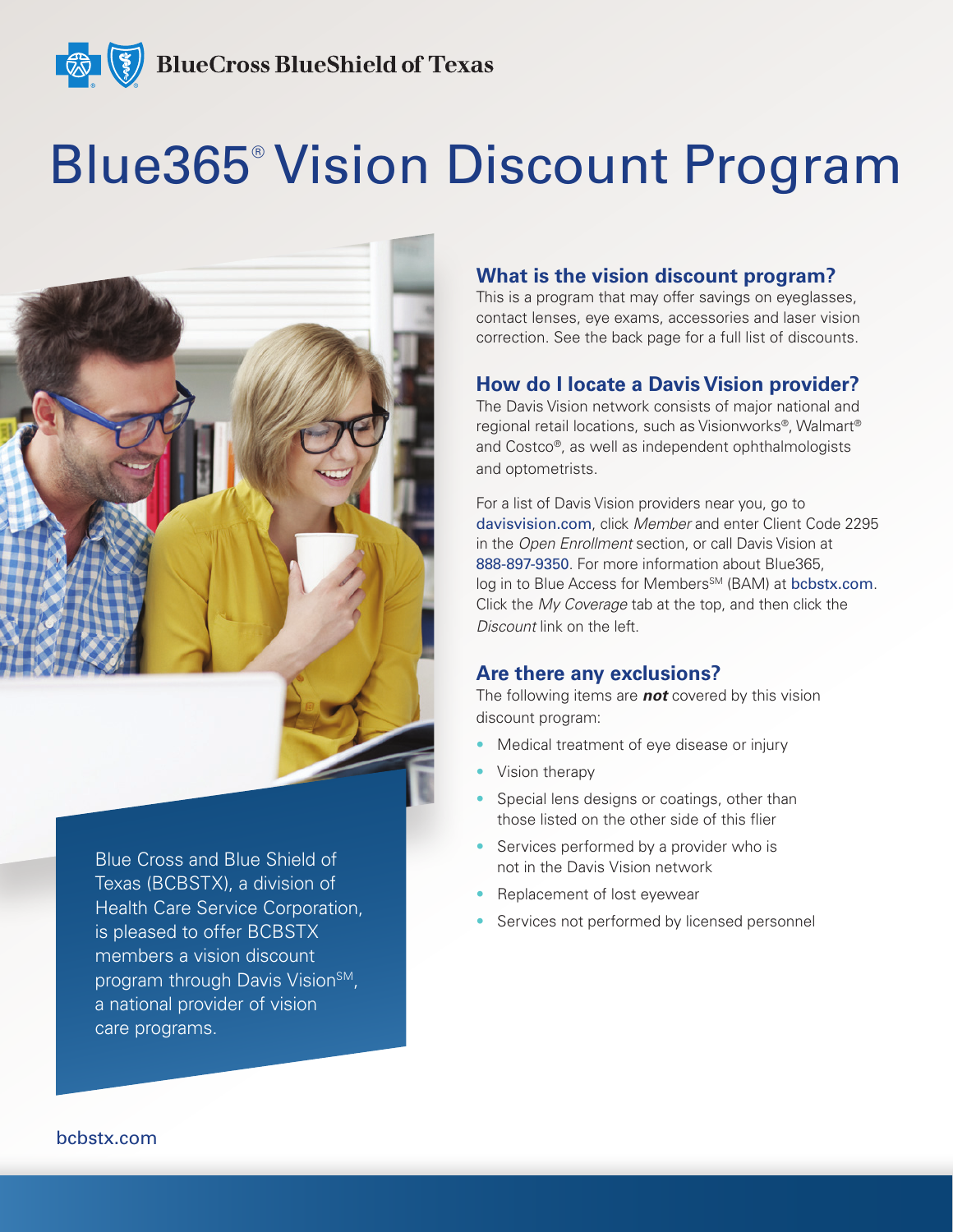BlueCross BlueShield of Texas

# Blue365® Vision Discount Program

Blue Cross and Blue Shield of Texas (BCBSTX), a division of Health Care Service Corporation, is pleased to offer BCBSTX members a vision discount program through Davis Vision℠, a national provider of vision care programs.

## What is the vision discount program?

This is a program that may offer savings on eyeglasses, contact lenses, eye exams, accessories and laser vision correction. See the back page for a full list of discounts.

## How do I locate a Davis Vision provider?

The Davis Vision network consists of major national and regional retail locations, such as Visionworks®, Walmart® and Costco®, as well as independent ophthalmologists and optometrists.

For a list of Davis Vision providers near you, go to davisvision.com, click *Member* and enter Client Code 2295 in the *Open Enrollment* section, or call Davis Vision at 888-897-9350. For more information about Blue365, log in to Blue Access for Members℠ (BAM) at bcbstx.com. Click the *My Coverage* tab at the top, and then click the *Discount* link on the left.

## Are there any exclusions?

The following items are ***not*** covered by this vision discount program:

- Medical treatment of eye disease or injury
- Vision therapy
- Special lens designs or coatings, other than those listed on the other side of this flier
- Services performed by a provider who is not in the Davis Vision network
- Replacement of lost eyewear
- Services not performed by licensed personnel

bcbstx.com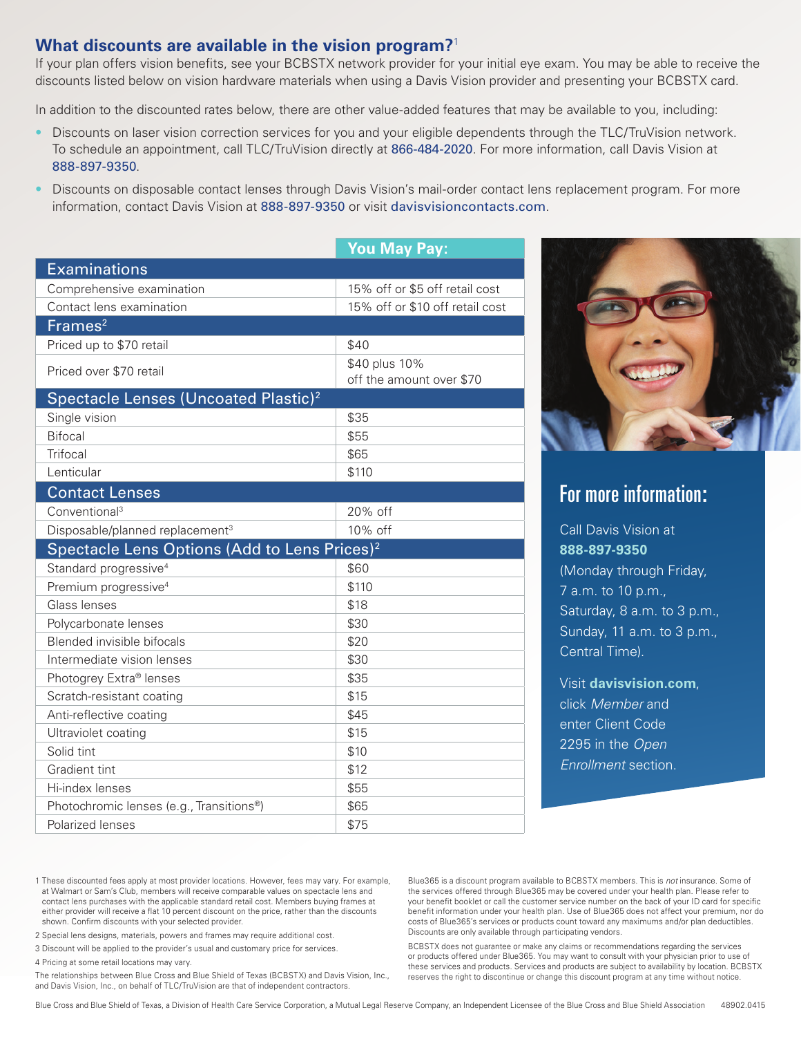## What discounts are available in the vision program?[1]

If your plan offers vision benefits, see your BCBSTX network provider for your initial eye exam. You may be able to receive the discounts listed below on vision hardware materials when using a Davis Vision provider and presenting your BCBSTX card.

In addition to the discounted rates below, there are other value-added features that may be available to you, including:

- Discounts on laser vision correction services for you and your eligible dependents through the TLC/TruVision network. To schedule an appointment, call TLC/TruVision directly at 866-484-2020. For more information, call Davis Vision at 888-897-9350.
- Discounts on disposable contact lenses through Davis Vision's mail-order contact lens replacement program. For more information, contact Davis Vision at 888-897-9350 or visit davisvisioncontacts.com.

| | You May Pay: |
|---|---|
| **Examinations** | |
| Comprehensive examination | 15% off or $5 off retail cost |
| Contact lens examination | 15% off or $10 off retail cost |
| **Frames[2]** | |
| Priced up to $70 retail | $40 |
| Priced over $70 retail | $40 plus 10% off the amount over $70 |
| **Spectacle Lenses (Uncoated Plastic)[2]** | |
| Single vision | $35 |
| Bifocal | $55 |
| Trifocal | $65 |
| Lenticular | $110 |
| **Contact Lenses** | |
| Conventional[3] | 20% off |
| Disposable/planned replacement[3] | 10% off |
| **Spectacle Lens Options (Add to Lens Prices)[2]** | |
| Standard progressive[4] | $60 |
| Premium progressive[4] | $110 |
| Glass lenses | $18 |
| Polycarbonate lenses | $30 |
| Blended invisible bifocals | $20 |
| Intermediate vision lenses | $30 |
| Photogrey Extra® lenses | $35 |
| Scratch-resistant coating | $15 |
| Anti-reflective coating | $45 |
| Ultraviolet coating | $15 |
| Solid tint | $10 |
| Gradient tint | $12 |
| Hi-index lenses | $55 |
| Photochromic lenses (e.g., Transitions®) | $65 |
| Polarized lenses | $75 |

### For more information:

Call Davis Vision at **888-897-9350** (Monday through Friday, 7 a.m. to 10 p.m., Saturday, 8 a.m. to 3 p.m., Sunday, 11 a.m. to 3 p.m., Central Time).

Visit **davisvision.com**, click *Member* and enter Client Code 2295 in the *Open Enrollment* section.

1 These discounted fees apply at most provider locations. However, fees may vary. For example, at Walmart or Sam's Club, members will receive comparable values on spectacle lens and contact lens purchases with the applicable standard retail cost. Members buying frames at either provider will receive a flat 10 percent discount on the price, rather than the discounts shown. Confirm discounts with your selected provider.

2 Special lens designs, materials, powers and frames may require additional cost.

3 Discount will be applied to the provider's usual and customary price for services.

4 Pricing at some retail locations may vary.

The relationships between Blue Cross and Blue Shield of Texas (BCBSTX) and Davis Vision, Inc., and Davis Vision, Inc., on behalf of TLC/TruVision are that of independent contractors.

Blue365 is a discount program available to BCBSTX members. This is *not* insurance. Some of the services offered through Blue365 may be covered under your health plan. Please refer to your benefit booklet or call the customer service number on the back of your ID card for specific benefit information under your health plan. Use of Blue365 does not affect your premium, nor do costs of Blue365's services or products count toward any maximums and/or plan deductibles. Discounts are only available through participating vendors.

BCBSTX does not guarantee or make any claims or recommendations regarding the services or products offered under Blue365. You may want to consult with your physician prior to use of these services and products. Services and products are subject to availability by location. BCBSTX reserves the right to discontinue or change this discount program at any time without notice.

Blue Cross and Blue Shield of Texas, a Division of Health Care Service Corporation, a Mutual Legal Reserve Company, an Independent Licensee of the Blue Cross and Blue Shield Association 48902.0415